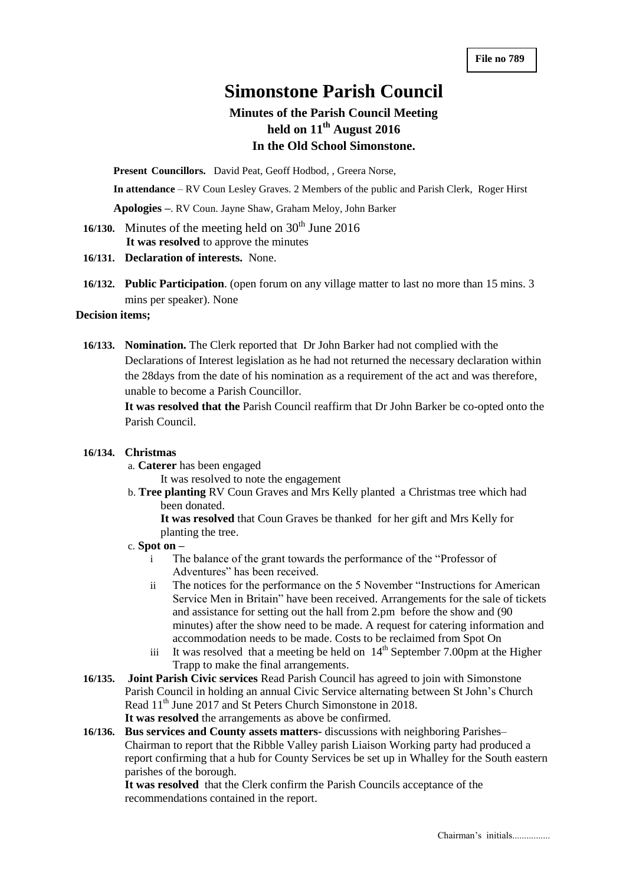**File no 789**

# Simonstone Parish Council

## Minutes of the Parish Council Meeting held on 11th August 2016 In the Old School Simonstone.

**Present Councillors.** David Peat, Geoff Hodbod, , Greera Norse,

**In attendance** – RV Coun Lesley Graves. 2 Members of the public and Parish Clerk, Roger Hirst

**Apologies** –. RV Coun. Jayne Shaw, Graham Meloy, John Barker

**16/130.** Minutes of the meeting held on 30th June 2016
**It was resolved** to approve the minutes

**16/131. Declaration of interests.** None.

**16/132. Public Participation**. (open forum on any village matter to last no more than 15 mins. 3 mins per speaker). None

**Decision items;**

**16/133. Nomination.** The Clerk reported that Dr John Barker had not complied with the Declarations of Interest legislation as he had not returned the necessary declaration within the 28days from the date of his nomination as a requirement of the act and was therefore, unable to become a Parish Councillor.

**It was resolved that the** Parish Council reaffirm that Dr John Barker be co-opted onto the Parish Council.

**16/134. Christmas**

a. **Caterer** has been engaged
   It was resolved to note the engagement

b. **Tree planting** RV Coun Graves and Mrs Kelly planted a Christmas tree which had been donated.
   **It was resolved** that Coun Graves be thanked for her gift and Mrs Kelly for planting the tree.

c. **Spot on –**
   - i The balance of the grant towards the performance of the "Professor of Adventures" has been received.
   - ii The notices for the performance on the 5 November "Instructions for American Service Men in Britain" have been received. Arrangements for the sale of tickets and assistance for setting out the hall from 2.pm before the show and (90 minutes) after the show need to be made. A request for catering information and accommodation needs to be made. Costs to be reclaimed from Spot On
   - iii It was resolved that a meeting be held on 14th September 7.00pm at the Higher Trapp to make the final arrangements.

**16/135. Joint Parish Civic services** Read Parish Council has agreed to join with Simonstone Parish Council in holding an annual Civic Service alternating between St John's Church Read 11th June 2017 and St Peters Church Simonstone in 2018.
**It was resolved** the arrangements as above be confirmed.

**16/136. Bus services and County assets matters**- discussions with neighboring Parishes– Chairman to report that the Ribble Valley parish Liaison Working party had produced a report confirming that a hub for County Services be set up in Whalley for the South eastern parishes of the borough.
**It was resolved** that the Clerk confirm the Parish Councils acceptance of the recommendations contained in the report.

Chairman's initials................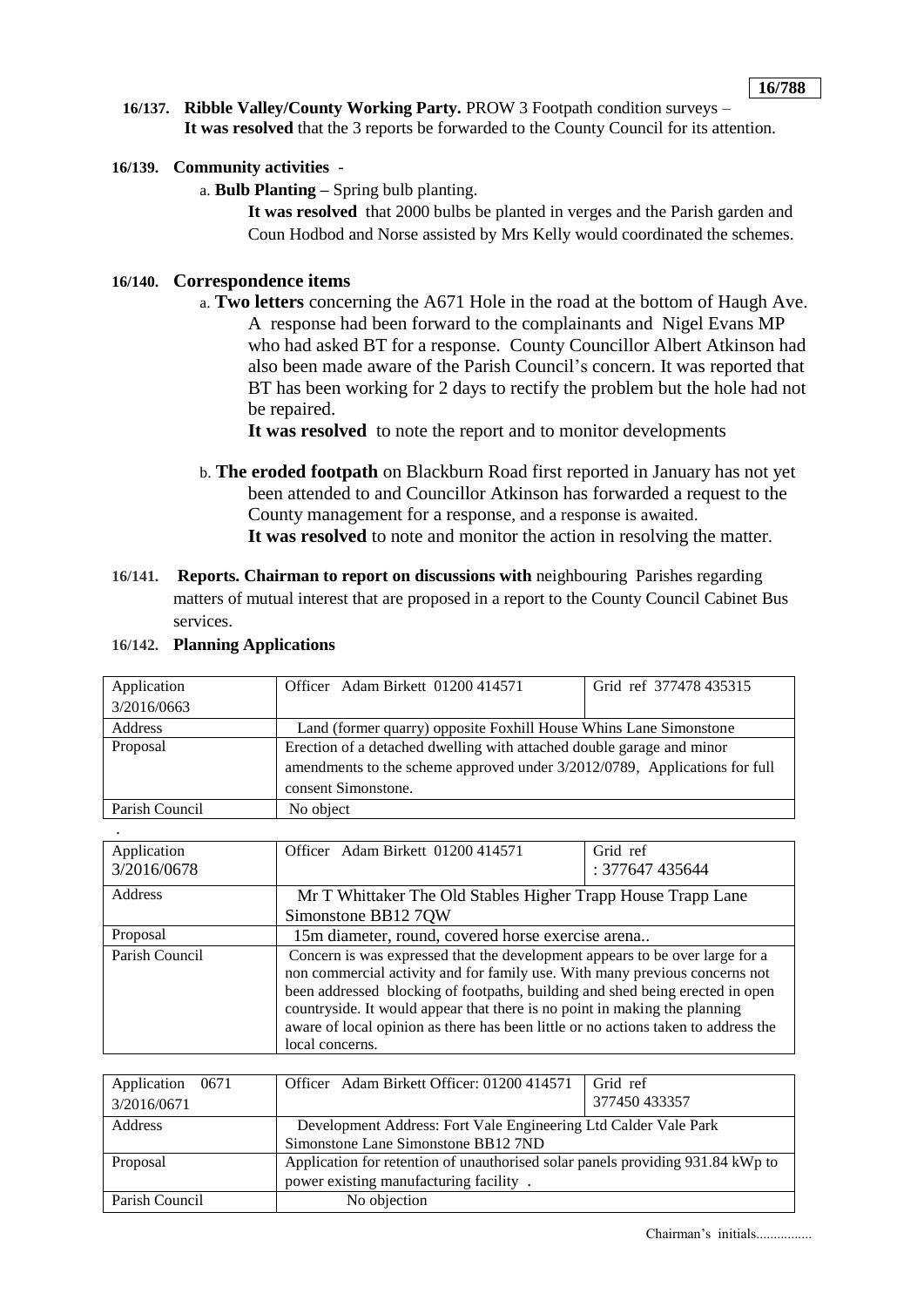**16/137. Ribble Valley/County Working Party.** PROW 3 Footpath condition surveys – **It was resolved** that the 3 reports be forwarded to the County Council for its attention.

**16/139. Community activities** -

a. **Bulb Planting –** Spring bulb planting.

**It was resolved** that 2000 bulbs be planted in verges and the Parish garden and Coun Hodbod and Norse assisted by Mrs Kelly would coordinated the schemes.

**16/140. Correspondence items**

a. **Two letters** concerning the A671 Hole in the road at the bottom of Haugh Ave. A response had been forward to the complainants and Nigel Evans MP who had asked BT for a response. County Councillor Albert Atkinson had also been made aware of the Parish Council's concern. It was reported that BT has been working for 2 days to rectify the problem but the hole had not be repaired.

**It was resolved** to note the report and to monitor developments

b. **The eroded footpath** on Blackburn Road first reported in January has not yet been attended to and Councillor Atkinson has forwarded a request to the County management for a response, and a response is awaited.

**It was resolved** to note and monitor the action in resolving the matter.

**16/141. Reports. Chairman to report on discussions with** neighbouring Parishes regarding matters of mutual interest that are proposed in a report to the County Council Cabinet Bus services.

**16/142. Planning Applications**

| Application 3/2016/0663 | Officer Adam Birkett 01200 414571 | Grid ref 377478 435315 |
|---|---|---|
| Address | Land (former quarry) opposite Foxhill House Whins Lane Simonstone | |
| Proposal | Erection of a detached dwelling with attached double garage and minor amendments to the scheme approved under 3/2012/0789, Applications for full consent Simonstone. | |
| Parish Council | No object | |

.

| Application 3/2016/0678 | Officer Adam Birkett 01200 414571 | Grid ref : 377647 435644 |
|---|---|---|
| Address | Mr T Whittaker The Old Stables Higher Trapp House Trapp Lane Simonstone BB12 7QW | |
| Proposal | 15m diameter, round, covered horse exercise arena.. | |
| Parish Council | Concern is was expressed that the development appears to be over large for a non commercial activity and for family use. With many previous concerns not been addressed blocking of footpaths, building and shed being erected in open countryside. It would appear that there is no point in making the planning aware of local opinion as there has been little or no actions taken to address the local concerns. | |

| Application 0671 3/2016/0671 | Officer Adam Birkett Officer: 01200 414571 | Grid ref 377450 433357 |
|---|---|---|
| Address | Development Address: Fort Vale Engineering Ltd Calder Vale Park Simonstone Lane Simonstone BB12 7ND | |
| Proposal | Application for retention of unauthorised solar panels providing 931.84 kWp to power existing manufacturing facility . | |
| Parish Council | No objection | |

Chairman's initials................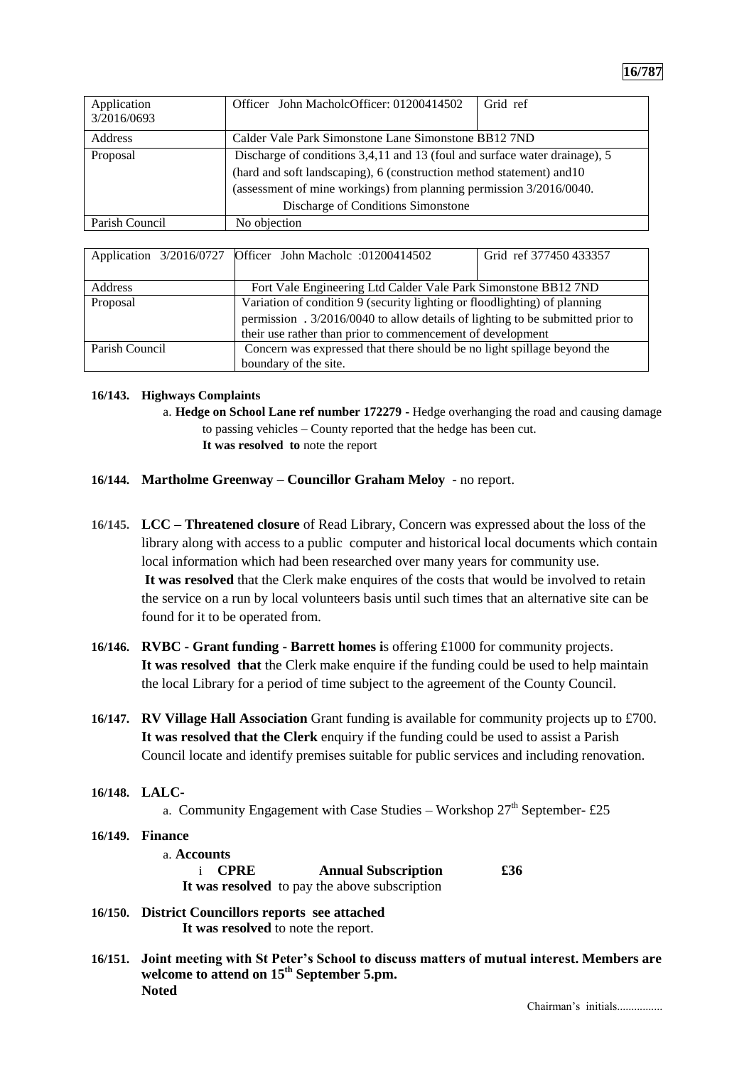| Application 3/2016/0693 | Officer John MacholcOfficer: 01200414502 | Grid ref |
|---|---|---|
| Address | Calder Vale Park Simonstone Lane Simonstone BB12 7ND | |
| Proposal | Discharge of conditions 3,4,11 and 13 (foul and surface water drainage), 5 (hard and soft landscaping), 6 (construction method statement) and10 (assessment of mine workings) from planning permission 3/2016/0040. Discharge of Conditions Simonstone | |
| Parish Council | No objection | |

| Application 3/2016/0727 | Officer John Macholc :01200414502 | Grid ref 377450 433357 |
|---|---|---|
| Address | Fort Vale Engineering Ltd Calder Vale Park Simonstone BB12 7ND | |
| Proposal | Variation of condition 9 (security lighting or floodlighting) of planning permission . 3/2016/0040 to allow details of lighting to be submitted prior to their use rather than prior to commencement of development | |
| Parish Council | Concern was expressed that there should be no light spillage beyond the boundary of the site. | |

**16/143. Highways Complaints**

a. **Hedge on School Lane ref number 172279 -** Hedge overhanging the road and causing damage to passing vehicles – County reported that the hedge has been cut.
**It was resolved to** note the report

**16/144. Martholme Greenway – Councillor Graham Meloy** - no report.

**16/145. LCC – Threatened closure** of Read Library, Concern was expressed about the loss of the library along with access to a public computer and historical local documents which contain local information which had been researched over many years for community use.
**It was resolved** that the Clerk make enquires of the costs that would be involved to retain the service on a run by local volunteers basis until such times that an alternative site can be found for it to be operated from.

**16/146. RVBC - Grant funding - Barrett homes i**s offering £1000 for community projects.
**It was resolved that** the Clerk make enquire if the funding could be used to help maintain the local Library for a period of time subject to the agreement of the County Council.

**16/147. RV Village Hall Association** Grant funding is available for community projects up to £700.
**It was resolved that the Clerk** enquiry if the funding could be used to assist a Parish Council locate and identify premises suitable for public services and including renovation.

**16/148. LALC-**

a. Community Engagement with Case Studies – Workshop 27th September- £25

**16/149. Finance**

a. **Accounts**

i **CPRE** **Annual Subscription** **£36**

**It was resolved** to pay the above subscription

**16/150. District Councillors reports see attached**
**It was resolved** to note the report.

**16/151. Joint meeting with St Peter's School to discuss matters of mutual interest. Members are welcome to attend on 15th September 5.pm.**
**Noted**

Chairman's initials................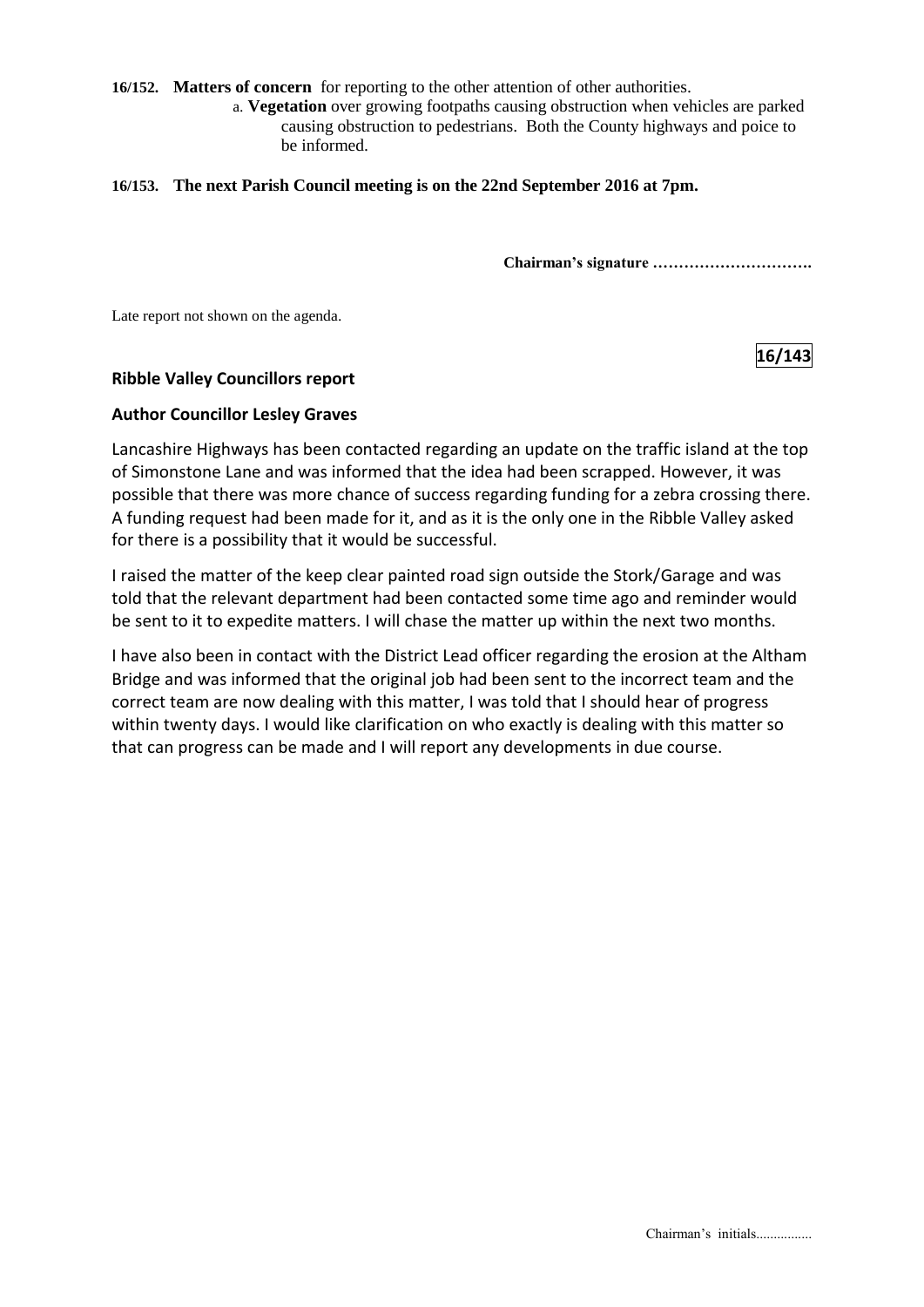**16/152. Matters of concern** for reporting to the other attention of other authorities.

a. **Vegetation** over growing footpaths causing obstruction when vehicles are parked causing obstruction to pedestrians. Both the County highways and poice to be informed.

**16/153. The next Parish Council meeting is on the 22nd September 2016 at 7pm.**

**Chairman's signature ………………………….**

Late report not shown on the agenda.

**16/143**

**Ribble Valley Councillors report**

**Author Councillor Lesley Graves**

Lancashire Highways has been contacted regarding an update on the traffic island at the top of Simonstone Lane and was informed that the idea had been scrapped. However, it was possible that there was more chance of success regarding funding for a zebra crossing there. A funding request had been made for it, and as it is the only one in the Ribble Valley asked for there is a possibility that it would be successful.

I raised the matter of the keep clear painted road sign outside the Stork/Garage and was told that the relevant department had been contacted some time ago and reminder would be sent to it to expedite matters. I will chase the matter up within the next two months.

I have also been in contact with the District Lead officer regarding the erosion at the Altham Bridge and was informed that the original job had been sent to the incorrect team and the correct team are now dealing with this matter, I was told that I should hear of progress within twenty days. I would like clarification on who exactly is dealing with this matter so that can progress can be made and I will report any developments in due course.

Chairman's initials................